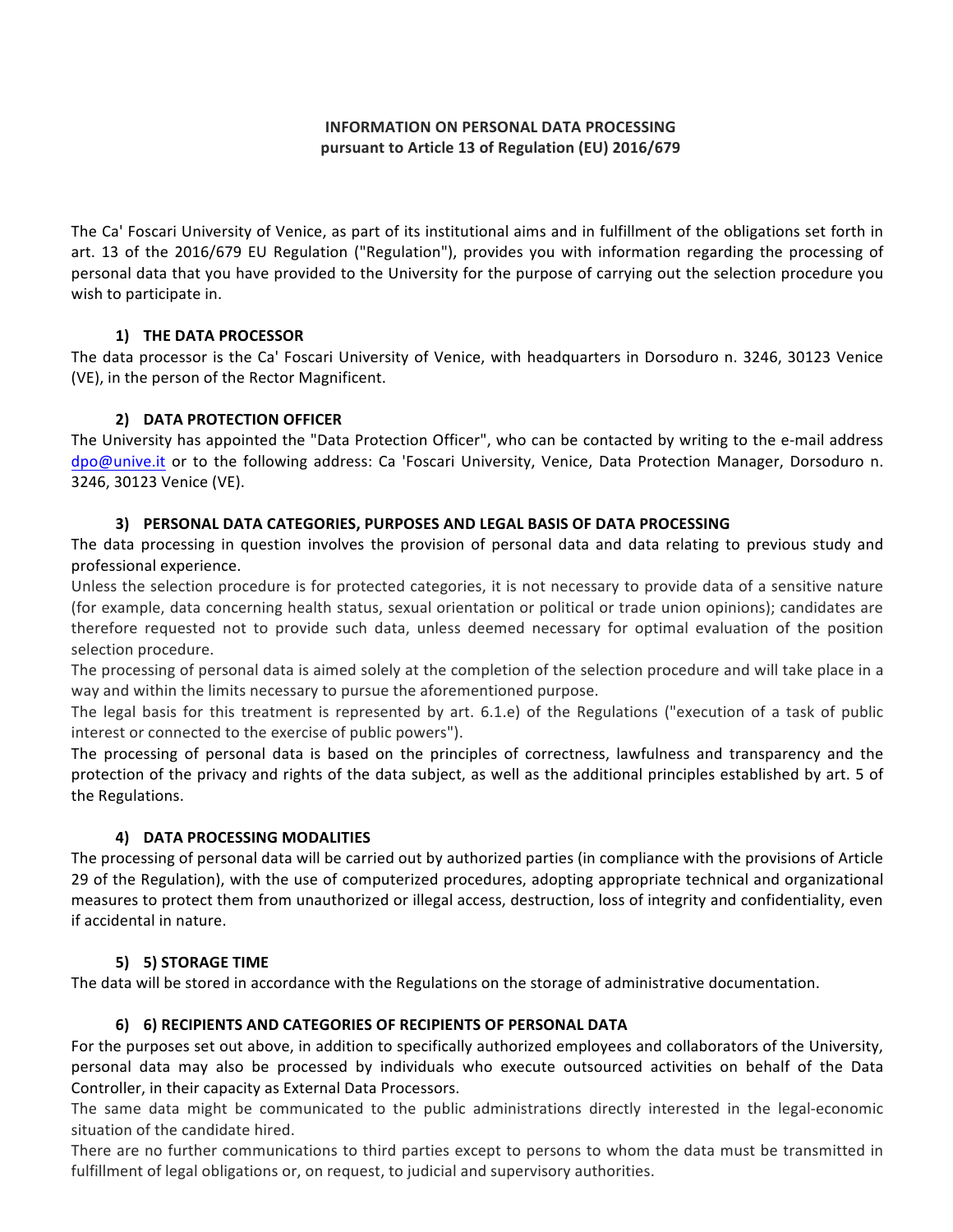**INFORMATION ON PERSONAL DATA PROCESSING**
**pursuant to Article 13 of Regulation (EU) 2016/679**

The Ca' Foscari University of Venice, as part of its institutional aims and in fulfillment of the obligations set forth in art. 13 of the 2016/679 EU Regulation ("Regulation"), provides you with information regarding the processing of personal data that you have provided to the University for the purpose of carrying out the selection procedure you wish to participate in.

## 1) THE DATA PROCESSOR

The data processor is the Ca' Foscari University of Venice, with headquarters in Dorsoduro n. 3246, 30123 Venice (VE), in the person of the Rector Magnificent.

## 2) DATA PROTECTION OFFICER

The University has appointed the "Data Protection Officer", who can be contacted by writing to the e-mail address dpo@unive.it or to the following address: Ca 'Foscari University, Venice, Data Protection Manager, Dorsoduro n. 3246, 30123 Venice (VE).

## 3) PERSONAL DATA CATEGORIES, PURPOSES AND LEGAL BASIS OF DATA PROCESSING

The data processing in question involves the provision of personal data and data relating to previous study and professional experience.

Unless the selection procedure is for protected categories, it is not necessary to provide data of a sensitive nature (for example, data concerning health status, sexual orientation or political or trade union opinions); candidates are therefore requested not to provide such data, unless deemed necessary for optimal evaluation of the position selection procedure.

The processing of personal data is aimed solely at the completion of the selection procedure and will take place in a way and within the limits necessary to pursue the aforementioned purpose.

The legal basis for this treatment is represented by art. 6.1.e) of the Regulations ("execution of a task of public interest or connected to the exercise of public powers").

The processing of personal data is based on the principles of correctness, lawfulness and transparency and the protection of the privacy and rights of the data subject, as well as the additional principles established by art. 5 of the Regulations.

## 4) DATA PROCESSING MODALITIES

The processing of personal data will be carried out by authorized parties (in compliance with the provisions of Article 29 of the Regulation), with the use of computerized procedures, adopting appropriate technical and organizational measures to protect them from unauthorized or illegal access, destruction, loss of integrity and confidentiality, even if accidental in nature.

## 5) 5) STORAGE TIME

The data will be stored in accordance with the Regulations on the storage of administrative documentation.

## 6) 6) RECIPIENTS AND CATEGORIES OF RECIPIENTS OF PERSONAL DATA

For the purposes set out above, in addition to specifically authorized employees and collaborators of the University, personal data may also be processed by individuals who execute outsourced activities on behalf of the Data Controller, in their capacity as External Data Processors.

The same data might be communicated to the public administrations directly interested in the legal-economic situation of the candidate hired.

There are no further communications to third parties except to persons to whom the data must be transmitted in fulfillment of legal obligations or, on request, to judicial and supervisory authorities.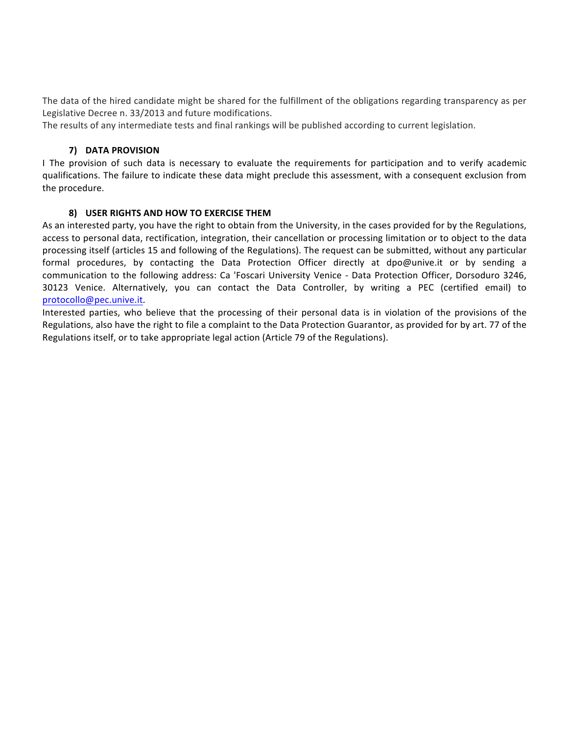The data of the hired candidate might be shared for the fulfillment of the obligations regarding transparency as per Legislative Decree n. 33/2013 and future modifications.
The results of any intermediate tests and final rankings will be published according to current legislation.

### 7) DATA PROVISION

I The provision of such data is necessary to evaluate the requirements for participation and to verify academic qualifications. The failure to indicate these data might preclude this assessment, with a consequent exclusion from the procedure.

### 8) USER RIGHTS AND HOW TO EXERCISE THEM

As an interested party, you have the right to obtain from the University, in the cases provided for by the Regulations, access to personal data, rectification, integration, their cancellation or processing limitation or to object to the data processing itself (articles 15 and following of the Regulations). The request can be submitted, without any particular formal procedures, by contacting the Data Protection Officer directly at dpo@unive.it or by sending a communication to the following address: Ca 'Foscari University Venice - Data Protection Officer, Dorsoduro 3246, 30123 Venice. Alternatively, you can contact the Data Controller, by writing a PEC (certified email) to protocollo@pec.unive.it.
Interested parties, who believe that the processing of their personal data is in violation of the provisions of the Regulations, also have the right to file a complaint to the Data Protection Guarantor, as provided for by art. 77 of the Regulations itself, or to take appropriate legal action (Article 79 of the Regulations).